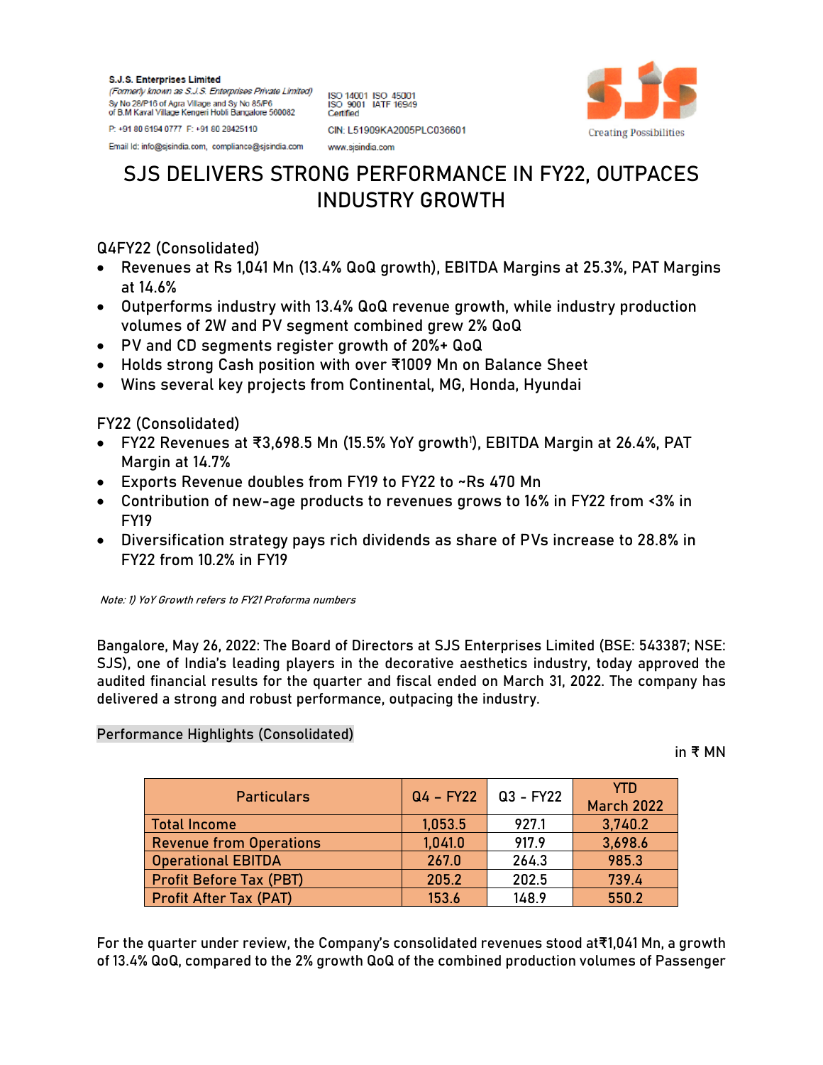**S.J.S. Enterprises Limited**
*(Formerly known as S.J.S. Enterprises Private Limited)*
Sy No 28/P16 of Agra Village and Sy No 85/P6 of B.M Kaval Village Kengeri Hobli Bangalore 560082
P: +91 80 6194 0777 F: +91 80 28425110
Email Id: info@sjsindia.com, compliance@sjsindia.com

ISO 14001 ISO 45001
ISO 9001 IATF 16949
Certified
CIN: L51909KA2005PLC036601
www.sjsindia.com

SJS
Creating Possibilities

# SJS DELIVERS STRONG PERFORMANCE IN FY22, OUTPACES INDUSTRY GROWTH

Q4FY22 (Consolidated)

- Revenues at Rs 1,041 Mn (13.4% QoQ growth), EBITDA Margins at 25.3%, PAT Margins at 14.6%
- Outperforms industry with 13.4% QoQ revenue growth, while industry production volumes of 2W and PV segment combined grew 2% QoQ
- PV and CD segments register growth of 20%+ QoQ
- Holds strong Cash position with over ₹1009 Mn on Balance Sheet
- Wins several key projects from Continental, MG, Honda, Hyundai

FY22 (Consolidated)

- FY22 Revenues at ₹3,698.5 Mn (15.5% YoY growth[1]), EBITDA Margin at 26.4%, PAT Margin at 14.7%
- Exports Revenue doubles from FY19 to FY22 to ~Rs 470 Mn
- Contribution of new-age products to revenues grows to 16% in FY22 from <3% in FY19
- Diversification strategy pays rich dividends as share of PVs increase to 28.8% in FY22 from 10.2% in FY19

*Note: 1) YoY Growth refers to FY21 Proforma numbers*

Bangalore, May 26, 2022: The Board of Directors at SJS Enterprises Limited (BSE: 543387; NSE: SJS), one of India's leading players in the decorative aesthetics industry, today approved the audited financial results for the quarter and fiscal ended on March 31, 2022. The company has delivered a strong and robust performance, outpacing the industry.

Performance Highlights (Consolidated)

in ₹ MN

| Particulars | Q4 – FY22 | Q3 - FY22 | YTD March 2022 |
|---|---|---|---|
| Total Income | 1,053.5 | 927.1 | 3,740.2 |
| Revenue from Operations | 1,041.0 | 917.9 | 3,698.6 |
| Operational EBITDA | 267.0 | 264.3 | 985.3 |
| Profit Before Tax (PBT) | 205.2 | 202.5 | 739.4 |
| Profit After Tax (PAT) | 153.6 | 148.9 | 550.2 |

For the quarter under review, the Company's consolidated revenues stood at₹1,041 Mn, a growth of 13.4% QoQ, compared to the 2% growth QoQ of the combined production volumes of Passenger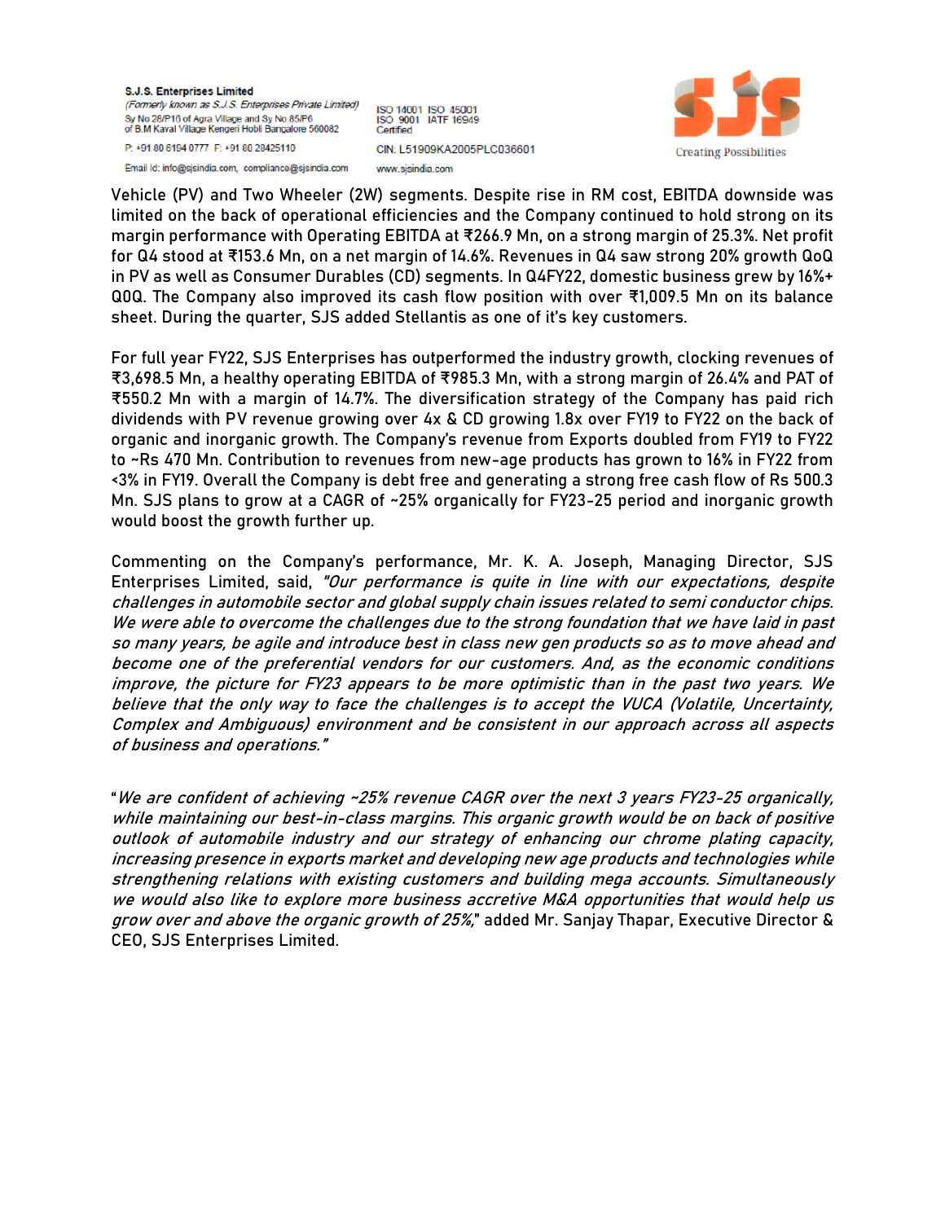Vehicle (PV) and Two Wheeler (2W) segments. Despite rise in RM cost, EBITDA downside was limited on the back of operational efficiencies and the Company continued to hold strong on its margin performance with Operating EBITDA at ₹266.9 Mn, on a strong margin of 25.3%. Net profit for Q4 stood at ₹153.6 Mn, on a net margin of 14.6%. Revenues in Q4 saw strong 20% growth QoQ in PV as well as Consumer Durables (CD) segments. In Q4FY22, domestic business grew by 16%+ QOQ. The Company also improved its cash flow position with over ₹1,009.5 Mn on its balance sheet. During the quarter, SJS added Stellantis as one of it's key customers.

For full year FY22, SJS Enterprises has outperformed the industry growth, clocking revenues of ₹3,698.5 Mn, a healthy operating EBITDA of ₹985.3 Mn, with a strong margin of 26.4% and PAT of ₹550.2 Mn with a margin of 14.7%. The diversification strategy of the Company has paid rich dividends with PV revenue growing over 4x & CD growing 1.8x over FY19 to FY22 on the back of organic and inorganic growth. The Company's revenue from Exports doubled from FY19 to FY22 to ~Rs 470 Mn. Contribution to revenues from new-age products has grown to 16% in FY22 from <3% in FY19. Overall the Company is debt free and generating a strong free cash flow of Rs 500.3 Mn. SJS plans to grow at a CAGR of ~25% organically for FY23-25 period and inorganic growth would boost the growth further up.

Commenting on the Company's performance, Mr. K. A. Joseph, Managing Director, SJS Enterprises Limited, said, *"Our performance is quite in line with our expectations, despite challenges in automobile sector and global supply chain issues related to semi conductor chips. We were able to overcome the challenges due to the strong foundation that we have laid in past so many years, be agile and introduce best in class new gen products so as to move ahead and become one of the preferential vendors for our customers. And, as the economic conditions improve, the picture for FY23 appears to be more optimistic than in the past two years. We believe that the only way to face the challenges is to accept the VUCA (Volatile, Uncertainty, Complex and Ambiguous) environment and be consistent in our approach across all aspects of business and operations."*

"*We are confident of achieving ~25% revenue CAGR over the next 3 years FY23-25 organically, while maintaining our best-in-class margins. This organic growth would be on back of positive outlook of automobile industry and our strategy of enhancing our chrome plating capacity, increasing presence in exports market and developing new age products and technologies while strengthening relations with existing customers and building mega accounts. Simultaneously we would also like to explore more business accretive M&A opportunities that would help us grow over and above the organic growth of 25%,*" added Mr. Sanjay Thapar, Executive Director & CEO, SJS Enterprises Limited.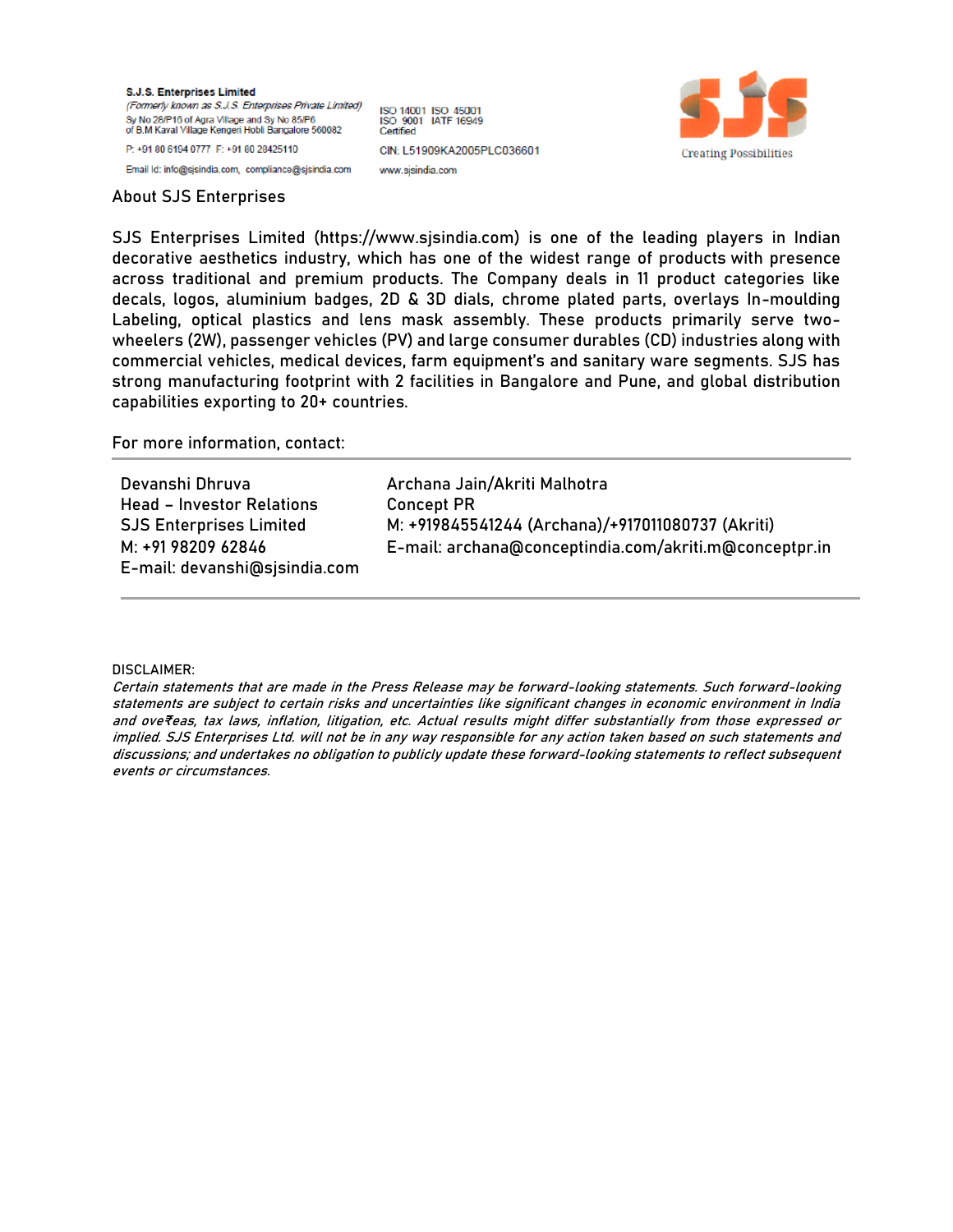S.J.S. Enterprises Limited
(Formerly known as S.J.S. Enterprises Private Limited)
Sy No 28/P16 of Agra Village and Sy No 85/P6
of B.M Kaval Village Kengeri Hobli Bangalore 560082
P: +91 80 6194 0777 F: +91 80 28425110
Email Id: info@sjsindia.com, compliance@sjsindia.com

ISO 14001 ISO 45001
ISO 9001 IATF 16949
Certified
CIN: L51909KA2005PLC036601
www.sjsindia.com

Creating Possibilities

## About SJS Enterprises

SJS Enterprises Limited (https://www.sjsindia.com) is one of the leading players in Indian decorative aesthetics industry, which has one of the widest range of products with presence across traditional and premium products. The Company deals in 11 product categories like decals, logos, aluminium badges, 2D & 3D dials, chrome plated parts, overlays In-moulding Labeling, optical plastics and lens mask assembly. These products primarily serve two-wheelers (2W), passenger vehicles (PV) and large consumer durables (CD) industries along with commercial vehicles, medical devices, farm equipment's and sanitary ware segments. SJS has strong manufacturing footprint with 2 facilities in Bangalore and Pune, and global distribution capabilities exporting to 20+ countries.

For more information, contact:

| | |
|---|---|
| Devanshi Dhruva<br>Head – Investor Relations<br>SJS Enterprises Limited<br>M: +91 98209 62846<br>E-mail: devanshi@sjsindia.com | Archana Jain/Akriti Malhotra<br>Concept PR<br>M: +919845541244 (Archana)/+917011080737 (Akriti)<br>E-mail: archana@conceptindia.com/akriti.m@conceptpr.in |

DISCLAIMER:
*Certain statements that are made in the Press Release may be forward-looking statements. Such forward-looking statements are subject to certain risks and uncertainties like significant changes in economic environment in India and ove₹eas, tax laws, inflation, litigation, etc. Actual results might differ substantially from those expressed or implied. SJS Enterprises Ltd. will not be in any way responsible for any action taken based on such statements and discussions; and undertakes no obligation to publicly update these forward-looking statements to reflect subsequent events or circumstances.*